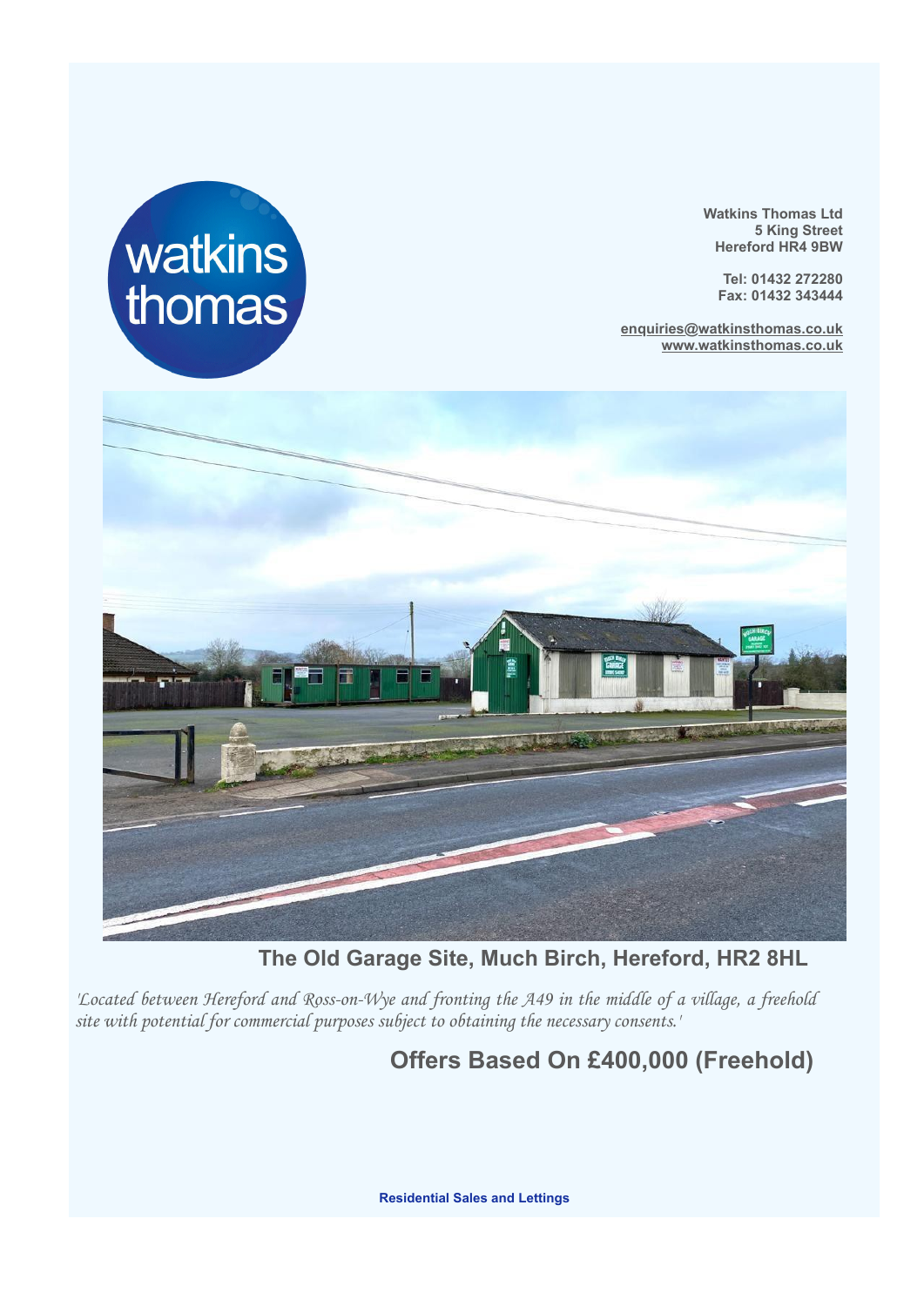watkins thomas

**Watkins Thomas Ltd**
**5 King Street**
**Hereford HR4 9BW**

**Tel: 01432 272280**
**Fax: 01432 343444**

**enquiries@watkinsthomas.co.uk**
**www.watkinsthomas.co.uk**

## The Old Garage Site, Much Birch, Hereford, HR2 8HL

*'Located between Hereford and Ross-on-Wye and fronting the A49 in the middle of a village, a freehold site with potential for commercial purposes subject to obtaining the necessary consents.'*

## Offers Based On £400,000 (Freehold)

**Residential Sales and Lettings**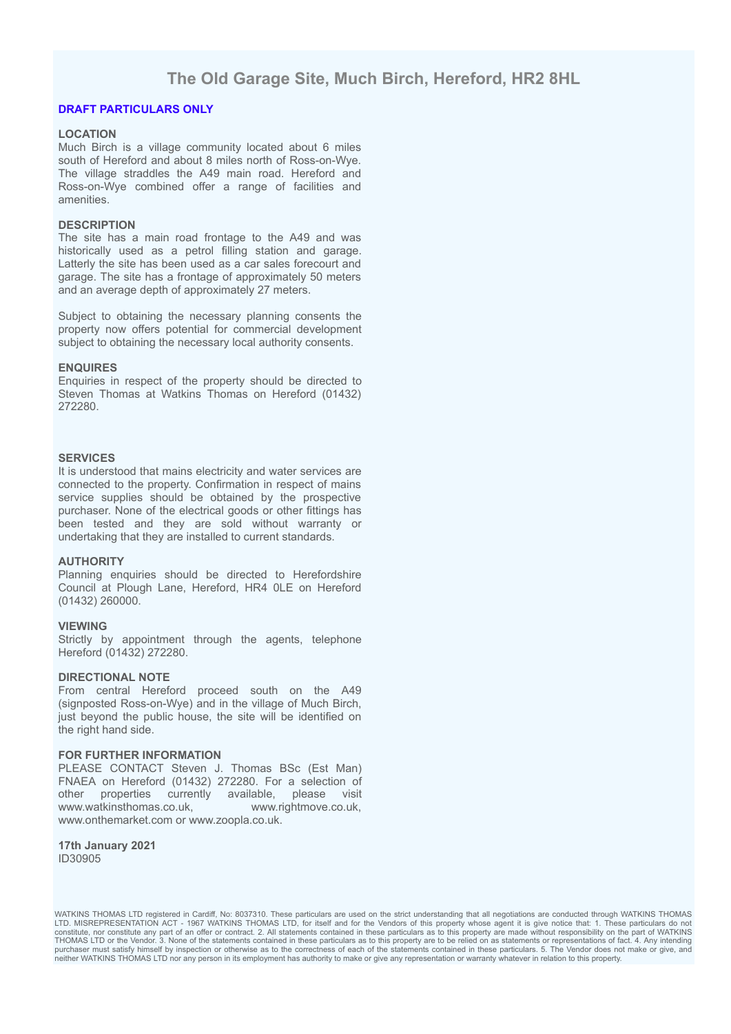# The Old Garage Site, Much Birch, Hereford, HR2 8HL

**DRAFT PARTICULARS ONLY**

### LOCATION

Much Birch is a village community located about 6 miles south of Hereford and about 8 miles north of Ross-on-Wye. The village straddles the A49 main road. Hereford and Ross-on-Wye combined offer a range of facilities and amenities.

### DESCRIPTION

The site has a main road frontage to the A49 and was historically used as a petrol filling station and garage. Latterly the site has been used as a car sales forecourt and garage. The site has a frontage of approximately 50 meters and an average depth of approximately 27 meters.

Subject to obtaining the necessary planning consents the property now offers potential for commercial development subject to obtaining the necessary local authority consents.

### ENQUIRES

Enquiries in respect of the property should be directed to Steven Thomas at Watkins Thomas on Hereford (01432) 272280.

### SERVICES

It is understood that mains electricity and water services are connected to the property. Confirmation in respect of mains service supplies should be obtained by the prospective purchaser. None of the electrical goods or other fittings has been tested and they are sold without warranty or undertaking that they are installed to current standards.

### AUTHORITY

Planning enquiries should be directed to Herefordshire Council at Plough Lane, Hereford, HR4 0LE on Hereford (01432) 260000.

### VIEWING

Strictly by appointment through the agents, telephone Hereford (01432) 272280.

### DIRECTIONAL NOTE

From central Hereford proceed south on the A49 (signposted Ross-on-Wye) and in the village of Much Birch, just beyond the public house, the site will be identified on the right hand side.

### FOR FURTHER INFORMATION

PLEASE CONTACT Steven J. Thomas BSc (Est Man) FNAEA on Hereford (01432) 272280. For a selection of other properties currently available, please visit www.watkinsthomas.co.uk, www.rightmove.co.uk, www.onthemarket.com or www.zoopla.co.uk.

**17th January 2021**
ID30905

WATKINS THOMAS LTD registered in Cardiff, No: 8037310. These particulars are used on the strict understanding that all negotiations are conducted through WATKINS THOMAS LTD. MISREPRESENTATION ACT - 1967 WATKINS THOMAS LTD, for itself and for the Vendors of this property whose agent it is give notice that: 1. These particulars do not constitute, nor constitute any part of an offer or contract. 2. All statements contained in these particulars as to this property are made without responsibility on the part of WATKINS THOMAS LTD or the Vendor. 3. None of the statements contained in these particulars as to this property are to be relied on as statements or representations of fact. 4. Any intending purchaser must satisfy himself by inspection or otherwise as to the correctness of each of the statements contained in these particulars. 5. The Vendor does not make or give, and neither WATKINS THOMAS LTD nor any person in its employment has authority to make or give any representation or warranty whatever in relation to this property.